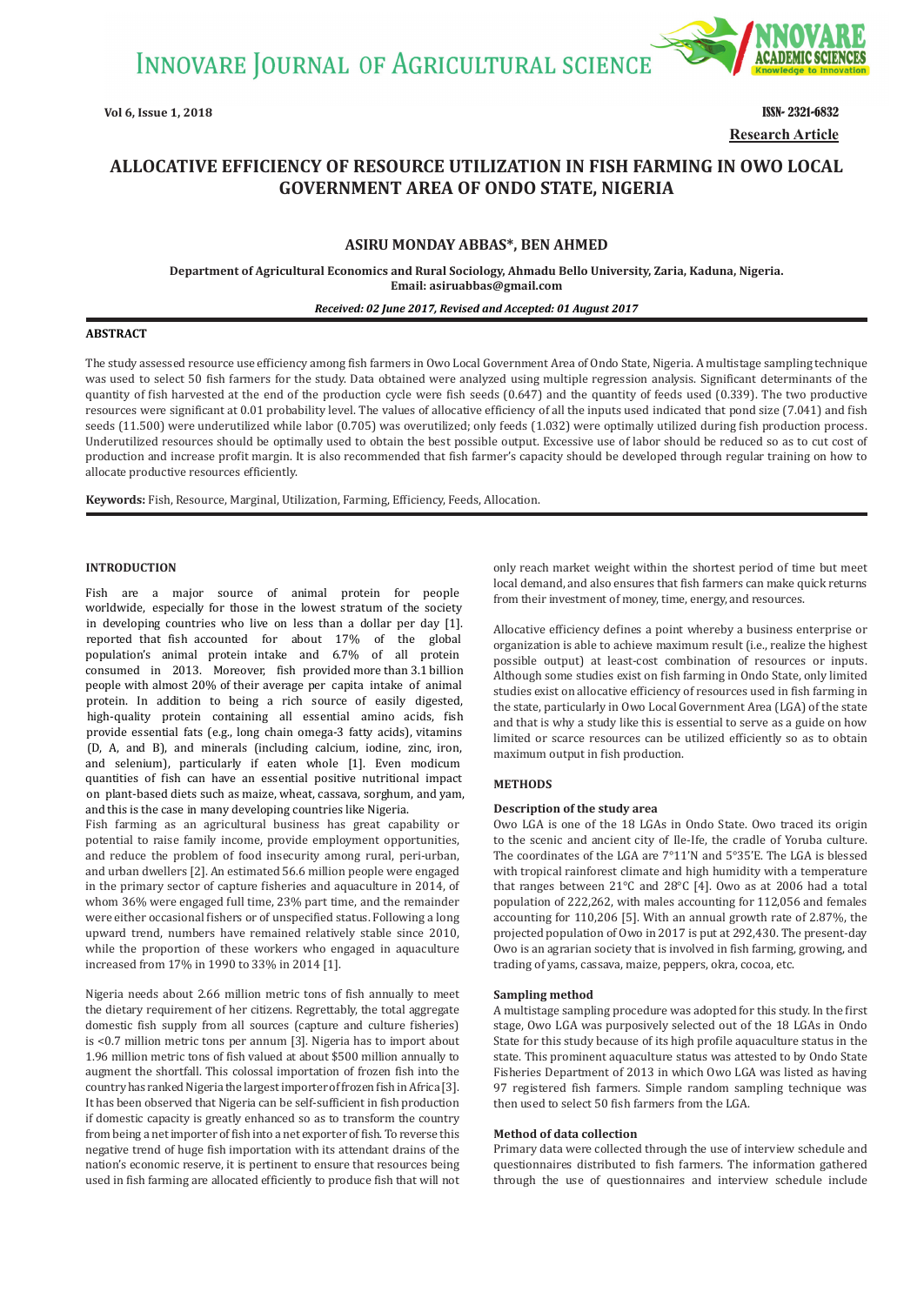# ALLOCATIVE EFFICIENCY OF RESOURCE UTILIZATION IN FISH FARMING IN OWO LOCAL GOVERNMENT AREA OF ONDO STATE, NIGERIA

**Research Article**

**ASIRU MONDAY ABBAS*, BEN AHMED**

**Department of Agricultural Economics and Rural Sociology, Ahmadu Bello University, Zaria, Kaduna, Nigeria.**
**Email: asiruabbas@gmail.com**

***Received: 02 June 2017, Revised and Accepted: 01 August 2017***

## ABSTRACT

The study assessed resource use efficiency among fish farmers in Owo Local Government Area of Ondo State, Nigeria. A multistage sampling technique was used to select 50 fish farmers for the study. Data obtained were analyzed using multiple regression analysis. Significant determinants of the quantity of fish harvested at the end of the production cycle were fish seeds (0.647) and the quantity of feeds used (0.339). The two productive resources were significant at 0.01 probability level. The values of allocative efficiency of all the inputs used indicated that pond size (7.041) and fish seeds (11.500) were underutilized while labor (0.705) was overutilized; only feeds (1.032) were optimally utilized during fish production process. Underutilized resources should be optimally used to obtain the best possible output. Excessive use of labor should be reduced so as to cut cost of production and increase profit margin. It is also recommended that fish farmer's capacity should be developed through regular training on how to allocate productive resources efficiently.

**Keywords:** Fish, Resource, Marginal, Utilization, Farming, Efficiency, Feeds, Allocation.

## INTRODUCTION

Fish are a major source of animal protein for people worldwide, especially for those in the lowest stratum of the society in developing countries who live on less than a dollar per day [1]. reported that fish accounted for about 17% of the global population's animal protein intake and 6.7% of all protein consumed in 2013. Moreover, fish provided more than 3.1 billion people with almost 20% of their average per capita intake of animal protein. In addition to being a rich source of easily digested, high-quality protein containing all essential amino acids, fish provide essential fats (e.g., long chain omega-3 fatty acids), vitamins (D, A, and B), and minerals (including calcium, iodine, zinc, iron, and selenium), particularly if eaten whole [1]. Even modicum quantities of fish can have an essential positive nutritional impact on plant-based diets such as maize, wheat, cassava, sorghum, and yam, and this is the case in many developing countries like Nigeria.

Fish farming as an agricultural business has great capability or potential to raise family income, provide employment opportunities, and reduce the problem of food insecurity among rural, peri-urban, and urban dwellers [2]. An estimated 56.6 million people were engaged in the primary sector of capture fisheries and aquaculture in 2014, of whom 36% were engaged full time, 23% part time, and the remainder were either occasional fishers or of unspecified status. Following a long upward trend, numbers have remained relatively stable since 2010, while the proportion of these workers who engaged in aquaculture increased from 17% in 1990 to 33% in 2014 [1].

Nigeria needs about 2.66 million metric tons of fish annually to meet the dietary requirement of her citizens. Regrettably, the total aggregate domestic fish supply from all sources (capture and culture fisheries) is <0.7 million metric tons per annum [3]. Nigeria has to import about 1.96 million metric tons of fish valued at about $500 million annually to augment the shortfall. This colossal importation of frozen fish into the country has ranked Nigeria the largest importer of frozen fish in Africa [3]. It has been observed that Nigeria can be self-sufficient in fish production if domestic capacity is greatly enhanced so as to transform the country from being a net importer of fish into a net exporter of fish. To reverse this negative trend of huge fish importation with its attendant drains of the nation's economic reserve, it is pertinent to ensure that resources being used in fish farming are allocated efficiently to produce fish that will not only reach market weight within the shortest period of time but meet local demand, and also ensures that fish farmers can make quick returns from their investment of money, time, energy, and resources.

Allocative efficiency defines a point whereby a business enterprise or organization is able to achieve maximum result (i.e., realize the highest possible output) at least-cost combination of resources or inputs. Although some studies exist on fish farming in Ondo State, only limited studies exist on allocative efficiency of resources used in fish farming in the state, particularly in Owo Local Government Area (LGA) of the state and that is why a study like this is essential to serve as a guide on how limited or scarce resources can be utilized efficiently so as to obtain maximum output in fish production.

## METHODS

### Description of the study area

Owo LGA is one of the 18 LGAs in Ondo State. Owo traced its origin to the scenic and ancient city of Ile-Ife, the cradle of Yoruba culture. The coordinates of the LGA are 7°11′N and 5°35′E. The LGA is blessed with tropical rainforest climate and high humidity with a temperature that ranges between 21°C and 28°C [4]. Owo as at 2006 had a total population of 222,262, with males accounting for 112,056 and females accounting for 110,206 [5]. With an annual growth rate of 2.87%, the projected population of Owo in 2017 is put at 292,430. The present-day Owo is an agrarian society that is involved in fish farming, growing, and trading of yams, cassava, maize, peppers, okra, cocoa, etc.

### Sampling method

A multistage sampling procedure was adopted for this study. In the first stage, Owo LGA was purposively selected out of the 18 LGAs in Ondo State for this study because of its high profile aquaculture status in the state. This prominent aquaculture status was attested to by Ondo State Fisheries Department of 2013 in which Owo LGA was listed as having 97 registered fish farmers. Simple random sampling technique was then used to select 50 fish farmers from the LGA.

### Method of data collection

Primary data were collected through the use of interview schedule and questionnaires distributed to fish farmers. The information gathered through the use of questionnaires and interview schedule include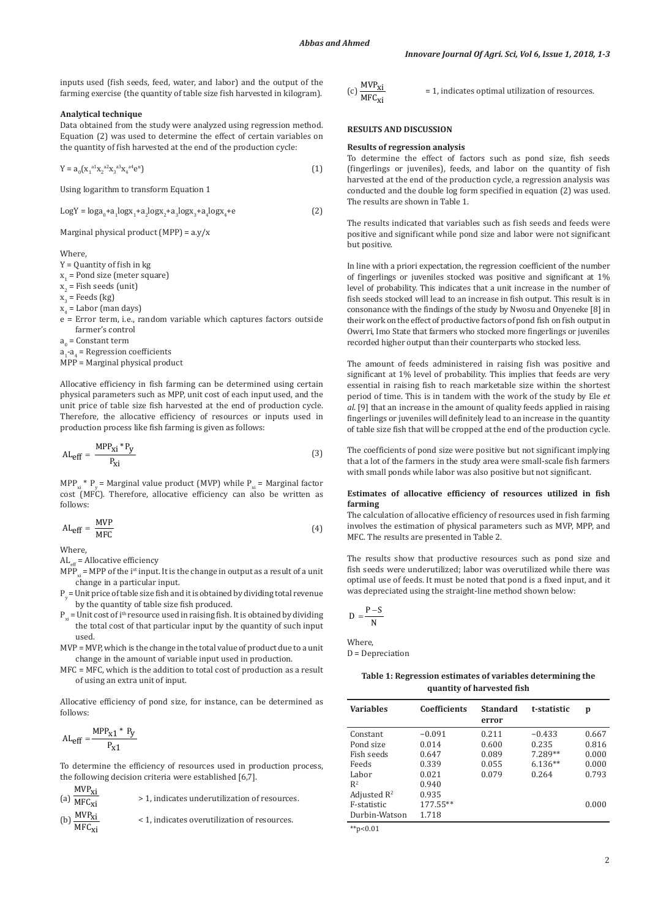inputs used (fish seeds, feed, water, and labor) and the output of the farming exercise (the quantity of table size fish harvested in kilogram).

### Analytical technique

Data obtained from the study were analyzed using regression method. Equation (2) was used to determine the effect of certain variables on the quantity of fish harvested at the end of the production cycle:

$$Y = a_0(x_1^{a1}x_2^{a2}x_3^{a3}x_4^{a4}e^{u}) \quad (1)$$

Using logarithm to transform Equation 1

$$LogY = loga_0+a_1logx_1+a_2logx_2+a_3logx_3+a_4logx_4+e \quad (2)$$

Marginal physical product (MPP) = a.y/x

Where,

Y = Quantity of fish in kg

$x_1$ = Pond size (meter square)

$x_2$ = Fish seeds (unit)

$x_3$ = Feeds (kg)

$x_4$ = Labor (man days)

e = Error term, i.e., random variable which captures factors outside farmer's control

$a_0$ = Constant term

$a_1$-$a_4$ = Regression coefficients

MPP = Marginal physical product

Allocative efficiency in fish farming can be determined using certain physical parameters such as MPP, unit cost of each input used, and the unit price of table size fish harvested at the end of production cycle. Therefore, the allocative efficiency of resources or inputs used in production process like fish farming is given as follows:

$$AL_{eff} = \frac{MPP_{xi} * P_y}{P_{xi}} \quad (3)$$

$MPP_{xi} * P_y$ = Marginal value product (MVP) while $P_{xi}$ = Marginal factor cost (MFC). Therefore, allocative efficiency can also be written as follows:

$$AL_{eff} = \frac{MVP}{MFC} \quad (4)$$

Where,

$AL_{eff}$ = Allocative efficiency

$MPP_{xi}$ = MPP of the $i^{st}$ input. It is the change in output as a result of a unit change in a particular input.

$P_y$ = Unit price of table size fish and it is obtained by dividing total revenue by the quantity of table size fish produced.

$P_{xi}$ = Unit cost of $i^{th}$ resource used in raising fish. It is obtained by dividing the total cost of that particular input by the quantity of such input used.

MVP = MVP, which is the change in the total value of product due to a unit change in the amount of variable input used in production.

MFC = MFC, which is the addition to total cost of production as a result of using an extra unit of input.

Allocative efficiency of pond size, for instance, can be determined as follows:

$$AL_{eff} = \frac{MPP_{x1} * P_y}{P_{x1}}$$

To determine the efficiency of resources used in production process, the following decision criteria were established [6,7].

(a) $\frac{MVP_{xi}}{MFC_{xi}}$ > 1, indicates underutilization of resources.

(b) $\frac{MVP_{xi}}{MFC_{xi}}$ < 1, indicates overutilization of resources.

(c) $\frac{MVP_{xi}}{MFC_{xi}}$ = 1, indicates optimal utilization of resources.

## RESULTS AND DISCUSSION

### Results of regression analysis

To determine the effect of factors such as pond size, fish seeds (fingerlings or juveniles), feeds, and labor on the quantity of fish harvested at the end of the production cycle, a regression analysis was conducted and the double log form specified in equation (2) was used. The results are shown in Table 1.

The results indicated that variables such as fish seeds and feeds were positive and significant while pond size and labor were not significant but positive.

In line with a priori expectation, the regression coefficient of the number of fingerlings or juveniles stocked was positive and significant at 1% level of probability. This indicates that a unit increase in the number of fish seeds stocked will lead to an increase in fish output. This result is in consonance with the findings of the study by Nwosu and Onyeneke [8] in their work on the effect of productive factors of pond fish on fish output in Owerri, Imo State that farmers who stocked more fingerlings or juveniles recorded higher output than their counterparts who stocked less.

The amount of feeds administered in raising fish was positive and significant at 1% level of probability. This implies that feeds are very essential in raising fish to reach marketable size within the shortest period of time. This is in tandem with the work of the study by Ele *et al.* [9] that an increase in the amount of quality feeds applied in raising fingerlings or juveniles will definitely lead to an increase in the quantity of table size fish that will be cropped at the end of the production cycle.

The coefficients of pond size were positive but not significant implying that a lot of the farmers in the study area were small-scale fish farmers with small ponds while labor was also positive but not significant.

### Estimates of allocative efficiency of resources utilized in fish farming

The calculation of allocative efficiency of resources used in fish farming involves the estimation of physical parameters such as MVP, MPP, and MFC. The results are presented in Table 2.

The results show that productive resources such as pond size and fish seeds were underutilized; labor was overutilized while there was optimal use of feeds. It must be noted that pond is a fixed input, and it was depreciated using the straight-line method shown below:

$$D = \frac{P - S}{N}$$

Where,

D = Depreciation

**Table 1: Regression estimates of variables determining the quantity of harvested fish**

| Variables | Coefficients | Standard error | t-statistic | p |
|---|---|---|---|---|
| Constant | −0.091 | 0.211 | −0.433 | 0.667 |
| Pond size | 0.014 | 0.600 | 0.235 | 0.816 |
| Fish seeds | 0.647 | 0.089 | 7.289** | 0.000 |
| Feeds | 0.339 | 0.055 | 6.136** | 0.000 |
| Labor | 0.021 | 0.079 | 0.264 | 0.793 |
| $R^2$ | 0.940 | | | |
| Adjusted $R^2$ | 0.935 | | | |
| F-statistic | 177.55** | | | 0.000 |
| Durbin-Watson | 1.718 | | | |

**$p<0.01$